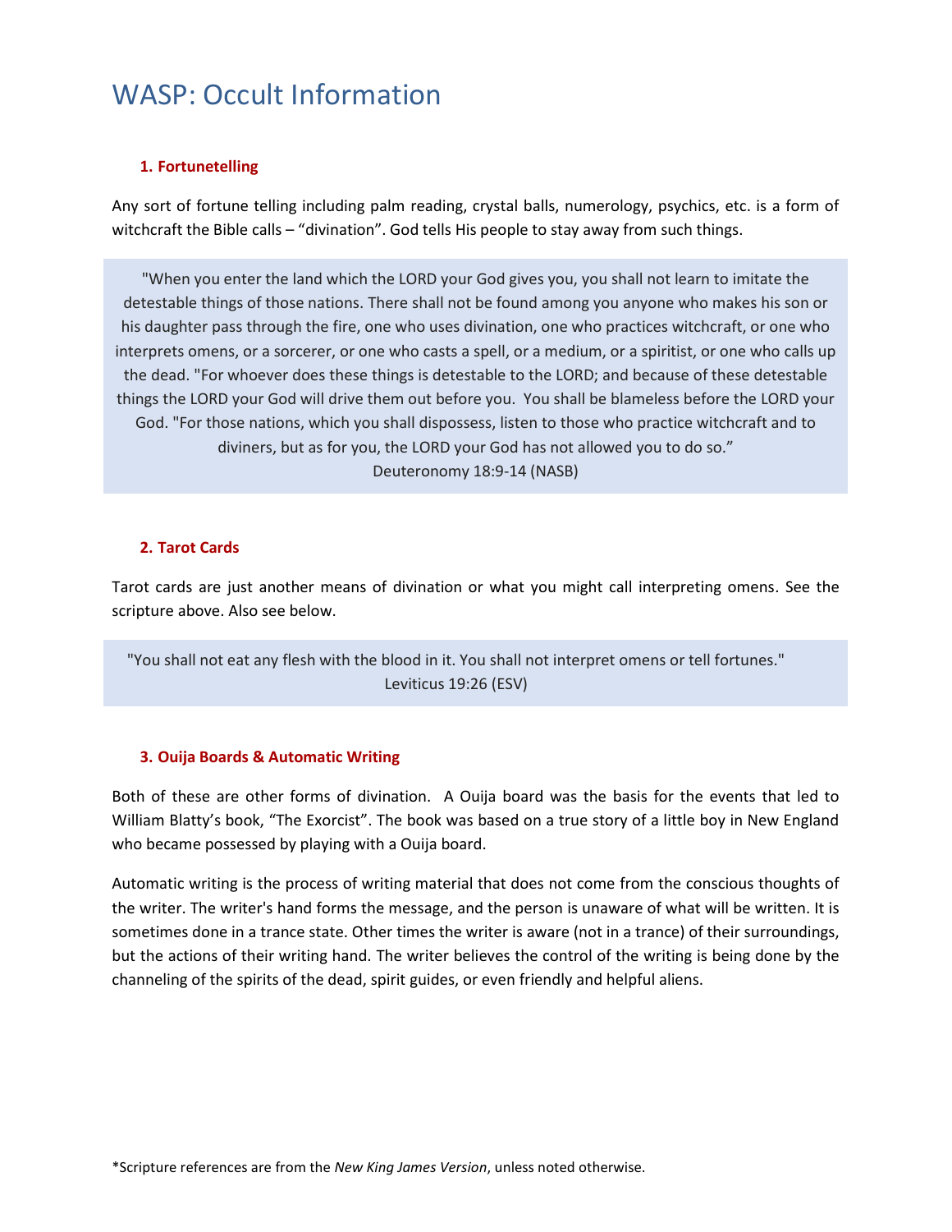# WASP: Occult Information

### 1. Fortunetelling

Any sort of fortune telling including palm reading, crystal balls, numerology, psychics, etc. is a form of witchcraft the Bible calls – "divination". God tells His people to stay away from such things.

> "When you enter the land which the LORD your God gives you, you shall not learn to imitate the detestable things of those nations. There shall not be found among you anyone who makes his son or his daughter pass through the fire, one who uses divination, one who practices witchcraft, or one who interprets omens, or a sorcerer, or one who casts a spell, or a medium, or a spiritist, or one who calls up the dead. "For whoever does these things is detestable to the LORD; and because of these detestable things the LORD your God will drive them out before you. You shall be blameless before the LORD your God. "For those nations, which you shall dispossess, listen to those who practice witchcraft and to diviners, but as for you, the LORD your God has not allowed you to do so."
> Deuteronomy 18:9-14 (NASB)

### 2. Tarot Cards

Tarot cards are just another means of divination or what you might call interpreting omens. See the scripture above. Also see below.

> "You shall not eat any flesh with the blood in it. You shall not interpret omens or tell fortunes."
> Leviticus 19:26 (ESV)

### 3. Ouija Boards & Automatic Writing

Both of these are other forms of divination. A Ouija board was the basis for the events that led to William Blatty's book, "The Exorcist". The book was based on a true story of a little boy in New England who became possessed by playing with a Ouija board.

Automatic writing is the process of writing material that does not come from the conscious thoughts of the writer. The writer's hand forms the message, and the person is unaware of what will be written. It is sometimes done in a trance state. Other times the writer is aware (not in a trance) of their surroundings, but the actions of their writing hand. The writer believes the control of the writing is being done by the channeling of the spirits of the dead, spirit guides, or even friendly and helpful aliens.

*Scripture references are from the *New King James Version*, unless noted otherwise.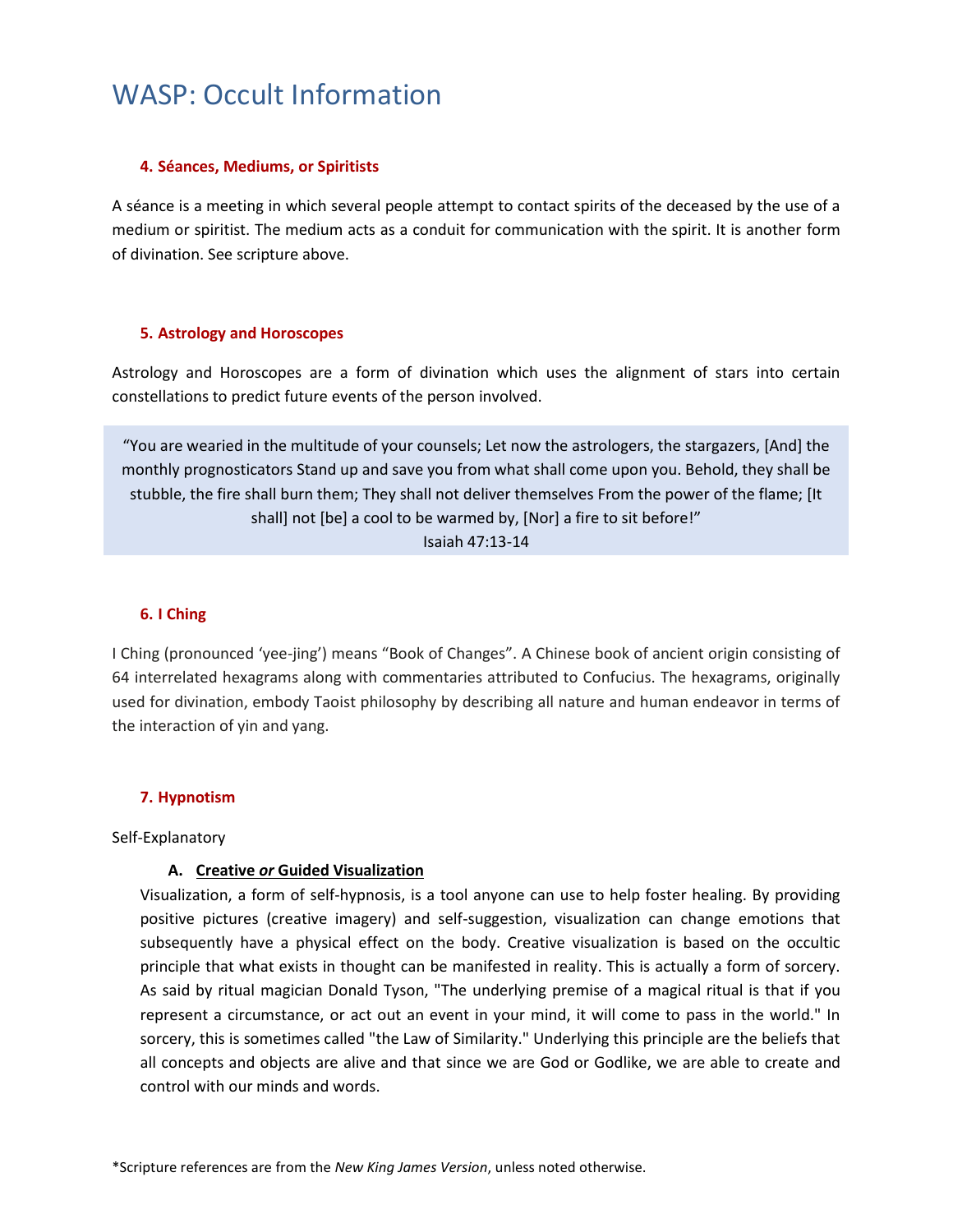# WASP: Occult Information

#### 4. Séances, Mediums, or Spiritists

A séance is a meeting in which several people attempt to contact spirits of the deceased by the use of a medium or spiritist. The medium acts as a conduit for communication with the spirit. It is another form of divination. See scripture above.

#### 5. Astrology and Horoscopes

Astrology and Horoscopes are a form of divination which uses the alignment of stars into certain constellations to predict future events of the person involved.

> "You are wearied in the multitude of your counsels; Let now the astrologers, the stargazers, [And] the monthly prognosticators Stand up and save you from what shall come upon you. Behold, they shall be stubble, the fire shall burn them; They shall not deliver themselves From the power of the flame; [It shall] not [be] a cool to be warmed by, [Nor] a fire to sit before!"
> Isaiah 47:13-14

#### 6. I Ching

I Ching (pronounced 'yee-jing') means "Book of Changes". A Chinese book of ancient origin consisting of 64 interrelated hexagrams along with commentaries attributed to Confucius. The hexagrams, originally used for divination, embody Taoist philosophy by describing all nature and human endeavor in terms of the interaction of yin and yang.

#### 7. Hypnotism

Self-Explanatory

**A. <u>Creative *or* Guided Visualization</u>**

Visualization, a form of self-hypnosis, is a tool anyone can use to help foster healing. By providing positive pictures (creative imagery) and self-suggestion, visualization can change emotions that subsequently have a physical effect on the body. Creative visualization is based on the occultic principle that what exists in thought can be manifested in reality. This is actually a form of sorcery. As said by ritual magician Donald Tyson, "The underlying premise of a magical ritual is that if you represent a circumstance, or act out an event in your mind, it will come to pass in the world." In sorcery, this is sometimes called "the Law of Similarity." Underlying this principle are the beliefs that all concepts and objects are alive and that since we are God or Godlike, we are able to create and control with our minds and words.

*Scripture references are from the *New King James Version*, unless noted otherwise.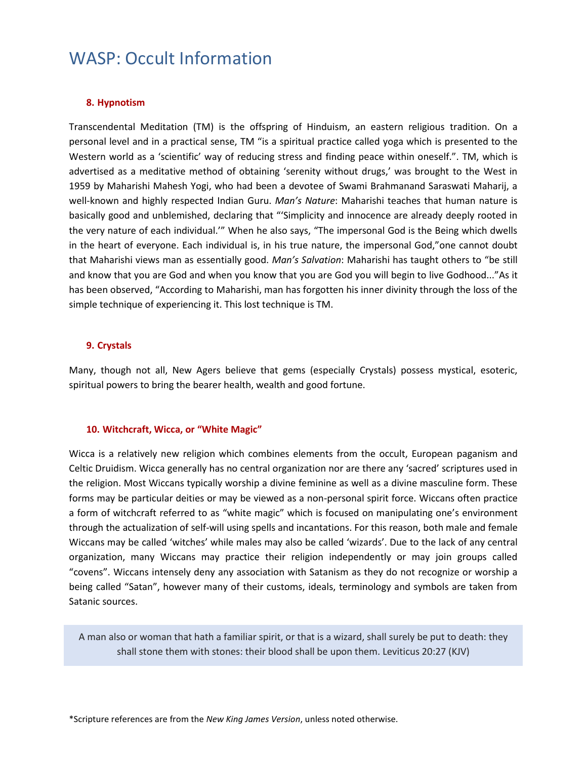# WASP: Occult Information

### 8. Hypnotism

Transcendental Meditation (TM) is the offspring of Hinduism, an eastern religious tradition. On a personal level and in a practical sense, TM "is a spiritual practice called yoga which is presented to the Western world as a 'scientific' way of reducing stress and finding peace within oneself.". TM, which is advertised as a meditative method of obtaining 'serenity without drugs,' was brought to the West in 1959 by Maharishi Mahesh Yogi, who had been a devotee of Swami Brahmanand Saraswati Maharij, a well-known and highly respected Indian Guru. *Man's Nature*: Maharishi teaches that human nature is basically good and unblemished, declaring that "'Simplicity and innocence are already deeply rooted in the very nature of each individual.'" When he also says, "The impersonal God is the Being which dwells in the heart of everyone. Each individual is, in his true nature, the impersonal God,"one cannot doubt that Maharishi views man as essentially good. *Man's Salvation*: Maharishi has taught others to "be still and know that you are God and when you know that you are God you will begin to live Godhood..."As it has been observed, "According to Maharishi, man has forgotten his inner divinity through the loss of the simple technique of experiencing it. This lost technique is TM.

### 9. Crystals

Many, though not all, New Agers believe that gems (especially Crystals) possess mystical, esoteric, spiritual powers to bring the bearer health, wealth and good fortune.

### 10. Witchcraft, Wicca, or "White Magic"

Wicca is a relatively new religion which combines elements from the occult, European paganism and Celtic Druidism. Wicca generally has no central organization nor are there any 'sacred' scriptures used in the religion. Most Wiccans typically worship a divine feminine as well as a divine masculine form. These forms may be particular deities or may be viewed as a non-personal spirit force. Wiccans often practice a form of witchcraft referred to as "white magic" which is focused on manipulating one's environment through the actualization of self-will using spells and incantations. For this reason, both male and female Wiccans may be called 'witches' while males may also be called 'wizards'. Due to the lack of any central organization, many Wiccans may practice their religion independently or may join groups called "covens". Wiccans intensely deny any association with Satanism as they do not recognize or worship a being called "Satan", however many of their customs, ideals, terminology and symbols are taken from Satanic sources.

> A man also or woman that hath a familiar spirit, or that is a wizard, shall surely be put to death: they shall stone them with stones: their blood shall be upon them. Leviticus 20:27 (KJV)

*Scripture references are from the *New King James Version*, unless noted otherwise.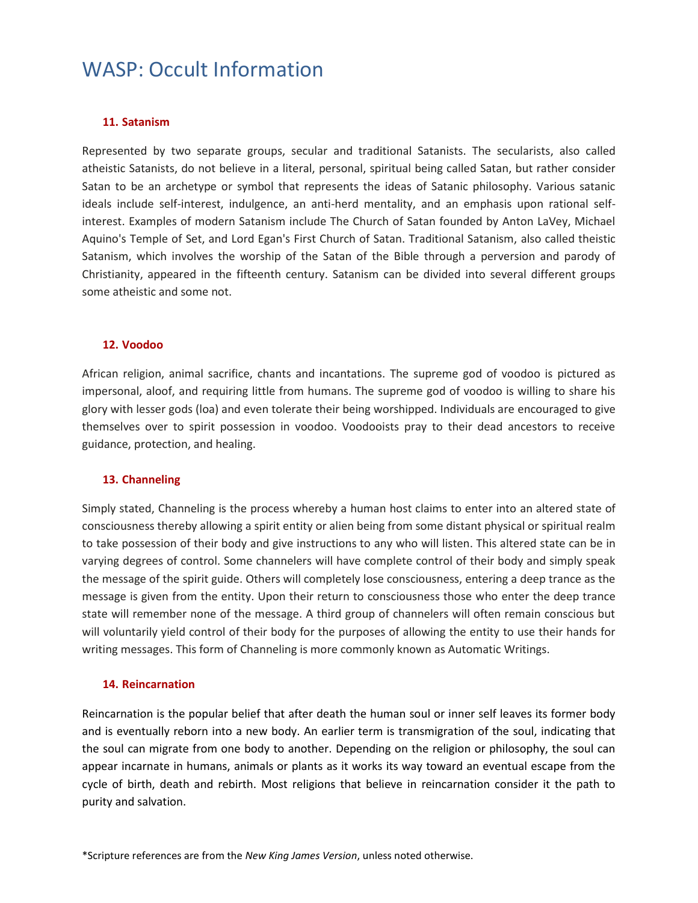# WASP: Occult Information

### 11. Satanism

Represented by two separate groups, secular and traditional Satanists. The secularists, also called atheistic Satanists, do not believe in a literal, personal, spiritual being called Satan, but rather consider Satan to be an archetype or symbol that represents the ideas of Satanic philosophy. Various satanic ideals include self-interest, indulgence, an anti-herd mentality, and an emphasis upon rational self-interest. Examples of modern Satanism include The Church of Satan founded by Anton LaVey, Michael Aquino's Temple of Set, and Lord Egan's First Church of Satan. Traditional Satanism, also called theistic Satanism, which involves the worship of the Satan of the Bible through a perversion and parody of Christianity, appeared in the fifteenth century. Satanism can be divided into several different groups some atheistic and some not.

### 12. Voodoo

African religion, animal sacrifice, chants and incantations. The supreme god of voodoo is pictured as impersonal, aloof, and requiring little from humans. The supreme god of voodoo is willing to share his glory with lesser gods (loa) and even tolerate their being worshipped. Individuals are encouraged to give themselves over to spirit possession in voodoo. Voodooists pray to their dead ancestors to receive guidance, protection, and healing.

### 13. Channeling

Simply stated, Channeling is the process whereby a human host claims to enter into an altered state of consciousness thereby allowing a spirit entity or alien being from some distant physical or spiritual realm to take possession of their body and give instructions to any who will listen. This altered state can be in varying degrees of control. Some channelers will have complete control of their body and simply speak the message of the spirit guide. Others will completely lose consciousness, entering a deep trance as the message is given from the entity. Upon their return to consciousness those who enter the deep trance state will remember none of the message. A third group of channelers will often remain conscious but will voluntarily yield control of their body for the purposes of allowing the entity to use their hands for writing messages. This form of Channeling is more commonly known as Automatic Writings.

### 14. Reincarnation

Reincarnation is the popular belief that after death the human soul or inner self leaves its former body and is eventually reborn into a new body. An earlier term is transmigration of the soul, indicating that the soul can migrate from one body to another. Depending on the religion or philosophy, the soul can appear incarnate in humans, animals or plants as it works its way toward an eventual escape from the cycle of birth, death and rebirth. Most religions that believe in reincarnation consider it the path to purity and salvation.

*Scripture references are from the *New King James Version*, unless noted otherwise.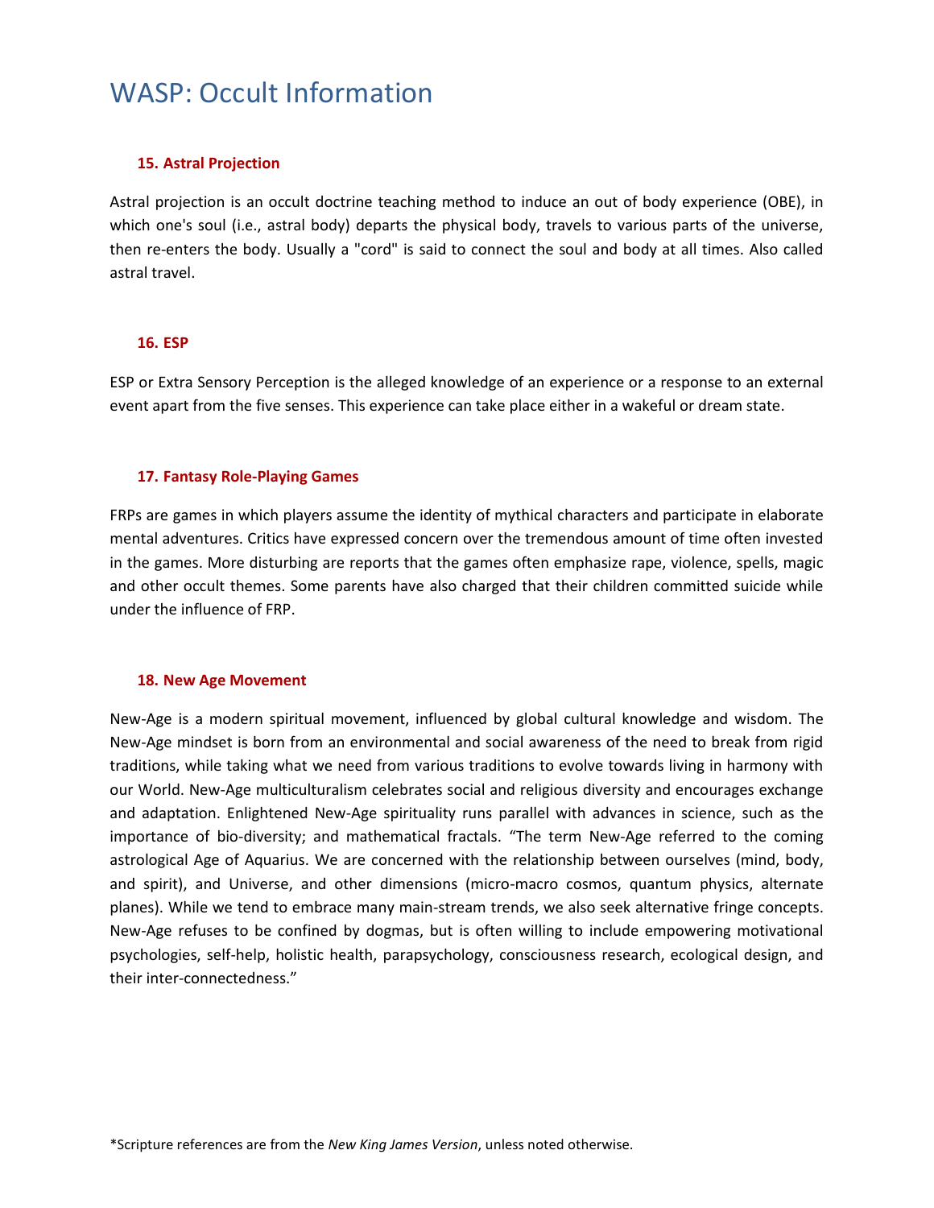# WASP: Occult Information

### 15. Astral Projection

Astral projection is an occult doctrine teaching method to induce an out of body experience (OBE), in which one's soul (i.e., astral body) departs the physical body, travels to various parts of the universe, then re-enters the body. Usually a "cord" is said to connect the soul and body at all times. Also called astral travel.

### 16. ESP

ESP or Extra Sensory Perception is the alleged knowledge of an experience or a response to an external event apart from the five senses. This experience can take place either in a wakeful or dream state.

### 17. Fantasy Role-Playing Games

FRPs are games in which players assume the identity of mythical characters and participate in elaborate mental adventures. Critics have expressed concern over the tremendous amount of time often invested in the games. More disturbing are reports that the games often emphasize rape, violence, spells, magic and other occult themes. Some parents have also charged that their children committed suicide while under the influence of FRP.

### 18. New Age Movement

New-Age is a modern spiritual movement, influenced by global cultural knowledge and wisdom. The New-Age mindset is born from an environmental and social awareness of the need to break from rigid traditions, while taking what we need from various traditions to evolve towards living in harmony with our World. New-Age multiculturalism celebrates social and religious diversity and encourages exchange and adaptation. Enlightened New-Age spirituality runs parallel with advances in science, such as the importance of bio-diversity; and mathematical fractals. "The term New-Age referred to the coming astrological Age of Aquarius. We are concerned with the relationship between ourselves (mind, body, and spirit), and Universe, and other dimensions (micro-macro cosmos, quantum physics, alternate planes). While we tend to embrace many main-stream trends, we also seek alternative fringe concepts. New-Age refuses to be confined by dogmas, but is often willing to include empowering motivational psychologies, self-help, holistic health, parapsychology, consciousness research, ecological design, and their inter-connectedness."

*Scripture references are from the *New King James Version*, unless noted otherwise.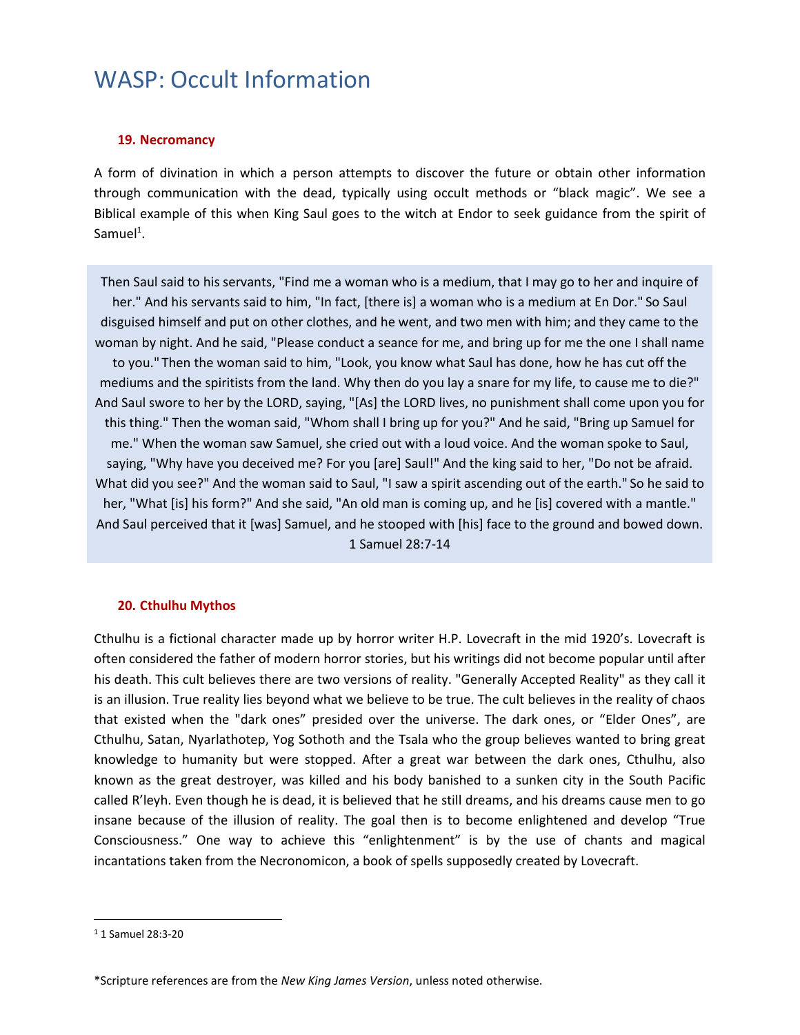# WASP: Occult Information

**19. Necromancy**

A form of divination in which a person attempts to discover the future or obtain other information through communication with the dead, typically using occult methods or "black magic". We see a Biblical example of this when King Saul goes to the witch at Endor to seek guidance from the spirit of Samuel[1].

> Then Saul said to his servants, "Find me a woman who is a medium, that I may go to her and inquire of her." And his servants said to him, "In fact, [there is] a woman who is a medium at En Dor." So Saul disguised himself and put on other clothes, and he went, and two men with him; and they came to the woman by night. And he said, "Please conduct a seance for me, and bring up for me the one I shall name to you." Then the woman said to him, "Look, you know what Saul has done, how he has cut off the mediums and the spiritists from the land. Why then do you lay a snare for my life, to cause me to die?" And Saul swore to her by the LORD, saying, "[As] the LORD lives, no punishment shall come upon you for this thing." Then the woman said, "Whom shall I bring up for you?" And he said, "Bring up Samuel for me." When the woman saw Samuel, she cried out with a loud voice. And the woman spoke to Saul, saying, "Why have you deceived me? For you [are] Saul!" And the king said to her, "Do not be afraid. What did you see?" And the woman said to Saul, "I saw a spirit ascending out of the earth." So he said to her, "What [is] his form?" And she said, "An old man is coming up, and he [is] covered with a mantle." And Saul perceived that it [was] Samuel, and he stooped with [his] face to the ground and bowed down.
> 1 Samuel 28:7-14

**20. Cthulhu Mythos**

Cthulhu is a fictional character made up by horror writer H.P. Lovecraft in the mid 1920's. Lovecraft is often considered the father of modern horror stories, but his writings did not become popular until after his death. This cult believes there are two versions of reality. "Generally Accepted Reality" as they call it is an illusion. True reality lies beyond what we believe to be true. The cult believes in the reality of chaos that existed when the "dark ones" presided over the universe. The dark ones, or "Elder Ones", are Cthulhu, Satan, Nyarlathotep, Yog Sothoth and the Tsala who the group believes wanted to bring great knowledge to humanity but were stopped. After a great war between the dark ones, Cthulhu, also known as the great destroyer, was killed and his body banished to a sunken city in the South Pacific called R'leyh. Even though he is dead, it is believed that he still dreams, and his dreams cause men to go insane because of the illusion of reality. The goal then is to become enlightened and develop "True Consciousness." One way to achieve this "enlightenment" is by the use of chants and magical incantations taken from the Necronomicon, a book of spells supposedly created by Lovecraft.

---

[1] 1 Samuel 28:3-20

*Scripture references are from the *New King James Version*, unless noted otherwise.